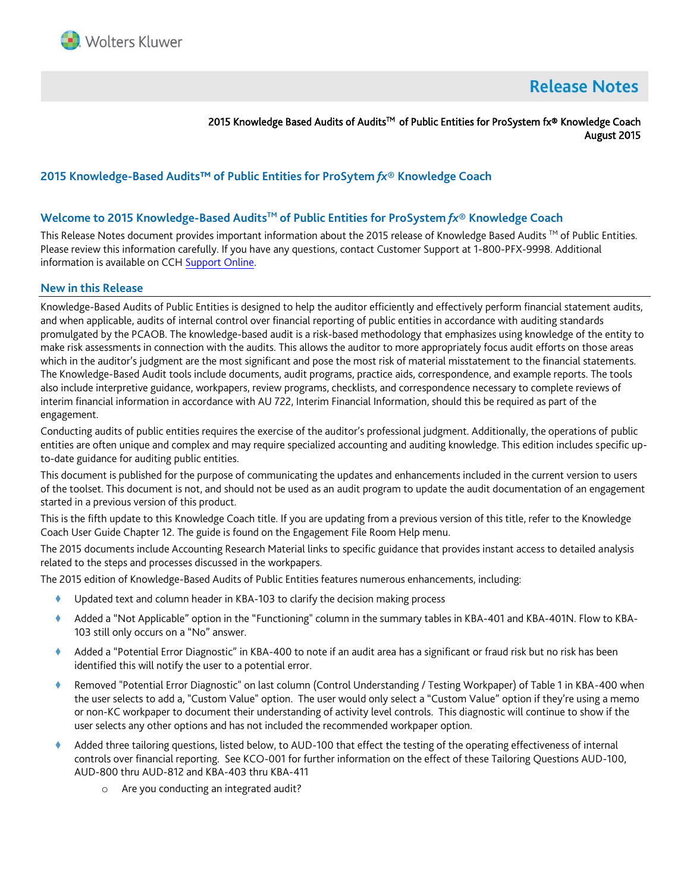Release Notes

2015 Knowledge Based Audits of Audits™ of Public Entities for ProSystem fx® Knowledge Coach
August 2015

## 2015 Knowledge-Based Audits™ of Public Entities for ProSytem *fx*® Knowledge Coach

## Welcome to 2015 Knowledge-Based Audits™ of Public Entities for ProSystem *fx*® Knowledge Coach

This Release Notes document provides important information about the 2015 release of Knowledge Based Audits ™ of Public Entities. Please review this information carefully. If you have any questions, contact Customer Support at 1-800-PFX-9998. Additional information is available on CCH Support Online.

## New in this Release

Knowledge-Based Audits of Public Entities is designed to help the auditor efficiently and effectively perform financial statement audits, and when applicable, audits of internal control over financial reporting of public entities in accordance with auditing standards promulgated by the PCAOB. The knowledge-based audit is a risk-based methodology that emphasizes using knowledge of the entity to make risk assessments in connection with the audits. This allows the auditor to more appropriately focus audit efforts on those areas which in the auditor's judgment are the most significant and pose the most risk of material misstatement to the financial statements. The Knowledge-Based Audit tools include documents, audit programs, practice aids, correspondence, and example reports. The tools also include interpretive guidance, workpapers, review programs, checklists, and correspondence necessary to complete reviews of interim financial information in accordance with AU 722, Interim Financial Information, should this be required as part of the engagement.

Conducting audits of public entities requires the exercise of the auditor's professional judgment. Additionally, the operations of public entities are often unique and complex and may require specialized accounting and auditing knowledge. This edition includes specific up-to-date guidance for auditing public entities.

This document is published for the purpose of communicating the updates and enhancements included in the current version to users of the toolset. This document is not, and should not be used as an audit program to update the audit documentation of an engagement started in a previous version of this product.

This is the fifth update to this Knowledge Coach title. If you are updating from a previous version of this title, refer to the Knowledge Coach User Guide Chapter 12. The guide is found on the Engagement File Room Help menu.

The 2015 documents include Accounting Research Material links to specific guidance that provides instant access to detailed analysis related to the steps and processes discussed in the workpapers.

The 2015 edition of Knowledge-Based Audits of Public Entities features numerous enhancements, including:

- Updated text and column header in KBA-103 to clarify the decision making process
- Added a "Not Applicable" option in the "Functioning" column in the summary tables in KBA-401 and KBA-401N. Flow to KBA-103 still only occurs on a "No" answer.
- Added a "Potential Error Diagnostic" in KBA-400 to note if an audit area has a significant or fraud risk but no risk has been identified this will notify the user to a potential error.
- Removed "Potential Error Diagnostic" on last column (Control Understanding / Testing Workpaper) of Table 1 in KBA-400 when the user selects to add a, "Custom Value" option. The user would only select a "Custom Value" option if they're using a memo or non-KC workpaper to document their understanding of activity level controls. This diagnostic will continue to show if the user selects any other options and has not included the recommended workpaper option.
- Added three tailoring questions, listed below, to AUD-100 that effect the testing of the operating effectiveness of internal controls over financial reporting. See KCO-001 for further information on the effect of these Tailoring Questions AUD-100, AUD-800 thru AUD-812 and KBA-403 thru KBA-411
    - Are you conducting an integrated audit?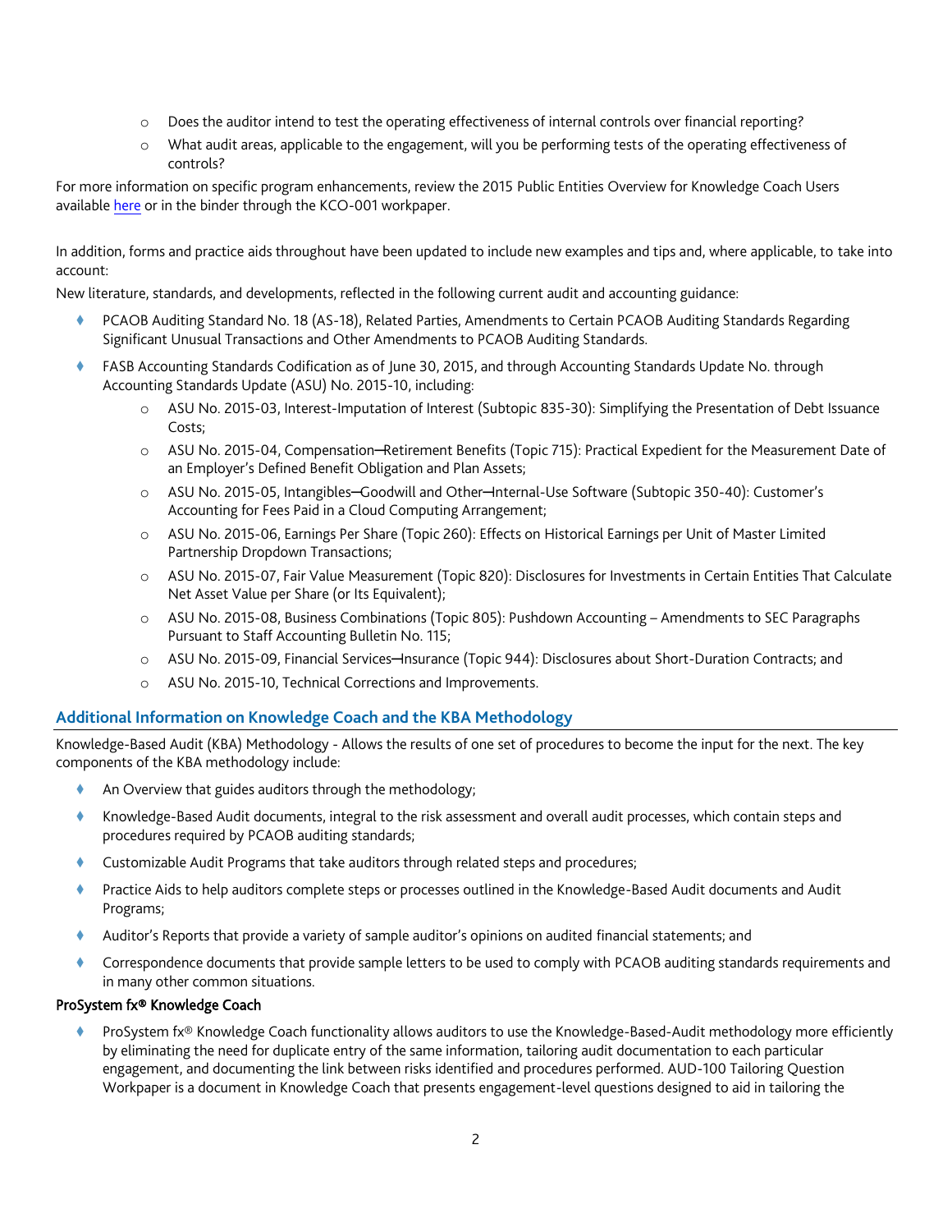- Does the auditor intend to test the operating effectiveness of internal controls over financial reporting?
   - What audit areas, applicable to the engagement, will you be performing tests of the operating effectiveness of controls?

For more information on specific program enhancements, review the 2015 Public Entities Overview for Knowledge Coach Users available here or in the binder through the KCO-001 workpaper.

In addition, forms and practice aids throughout have been updated to include new examples and tips and, where applicable, to take into account:

New literature, standards, and developments, reflected in the following current audit and accounting guidance:

- PCAOB Auditing Standard No. 18 (AS-18), Related Parties, Amendments to Certain PCAOB Auditing Standards Regarding Significant Unusual Transactions and Other Amendments to PCAOB Auditing Standards.
- FASB Accounting Standards Codification as of June 30, 2015, and through Accounting Standards Update No. through Accounting Standards Update (ASU) No. 2015-10, including:
   - ASU No. 2015-03, Interest-Imputation of Interest (Subtopic 835-30): Simplifying the Presentation of Debt Issuance Costs;
   - ASU No. 2015-04, Compensation—Retirement Benefits (Topic 715): Practical Expedient for the Measurement Date of an Employer's Defined Benefit Obligation and Plan Assets;
   - ASU No. 2015-05, Intangibles—Goodwill and Other—Internal-Use Software (Subtopic 350-40): Customer's Accounting for Fees Paid in a Cloud Computing Arrangement;
   - ASU No. 2015-06, Earnings Per Share (Topic 260): Effects on Historical Earnings per Unit of Master Limited Partnership Dropdown Transactions;
   - ASU No. 2015-07, Fair Value Measurement (Topic 820): Disclosures for Investments in Certain Entities That Calculate Net Asset Value per Share (or Its Equivalent);
   - ASU No. 2015-08, Business Combinations (Topic 805): Pushdown Accounting – Amendments to SEC Paragraphs Pursuant to Staff Accounting Bulletin No. 115;
   - ASU No. 2015-09, Financial Services—Insurance (Topic 944): Disclosures about Short-Duration Contracts; and
   - ASU No. 2015-10, Technical Corrections and Improvements.

## Additional Information on Knowledge Coach and the KBA Methodology

Knowledge-Based Audit (KBA) Methodology - Allows the results of one set of procedures to become the input for the next. The key components of the KBA methodology include:

- An Overview that guides auditors through the methodology;
- Knowledge-Based Audit documents, integral to the risk assessment and overall audit processes, which contain steps and procedures required by PCAOB auditing standards;
- Customizable Audit Programs that take auditors through related steps and procedures;
- Practice Aids to help auditors complete steps or processes outlined in the Knowledge-Based Audit documents and Audit Programs;
- Auditor's Reports that provide a variety of sample auditor's opinions on audited financial statements; and
- Correspondence documents that provide sample letters to be used to comply with PCAOB auditing standards requirements and in many other common situations.

**ProSystem fx® Knowledge Coach**

- ProSystem fx® Knowledge Coach functionality allows auditors to use the Knowledge-Based-Audit methodology more efficiently by eliminating the need for duplicate entry of the same information, tailoring audit documentation to each particular engagement, and documenting the link between risks identified and procedures performed. AUD-100 Tailoring Question Workpaper is a document in Knowledge Coach that presents engagement-level questions designed to aid in tailoring the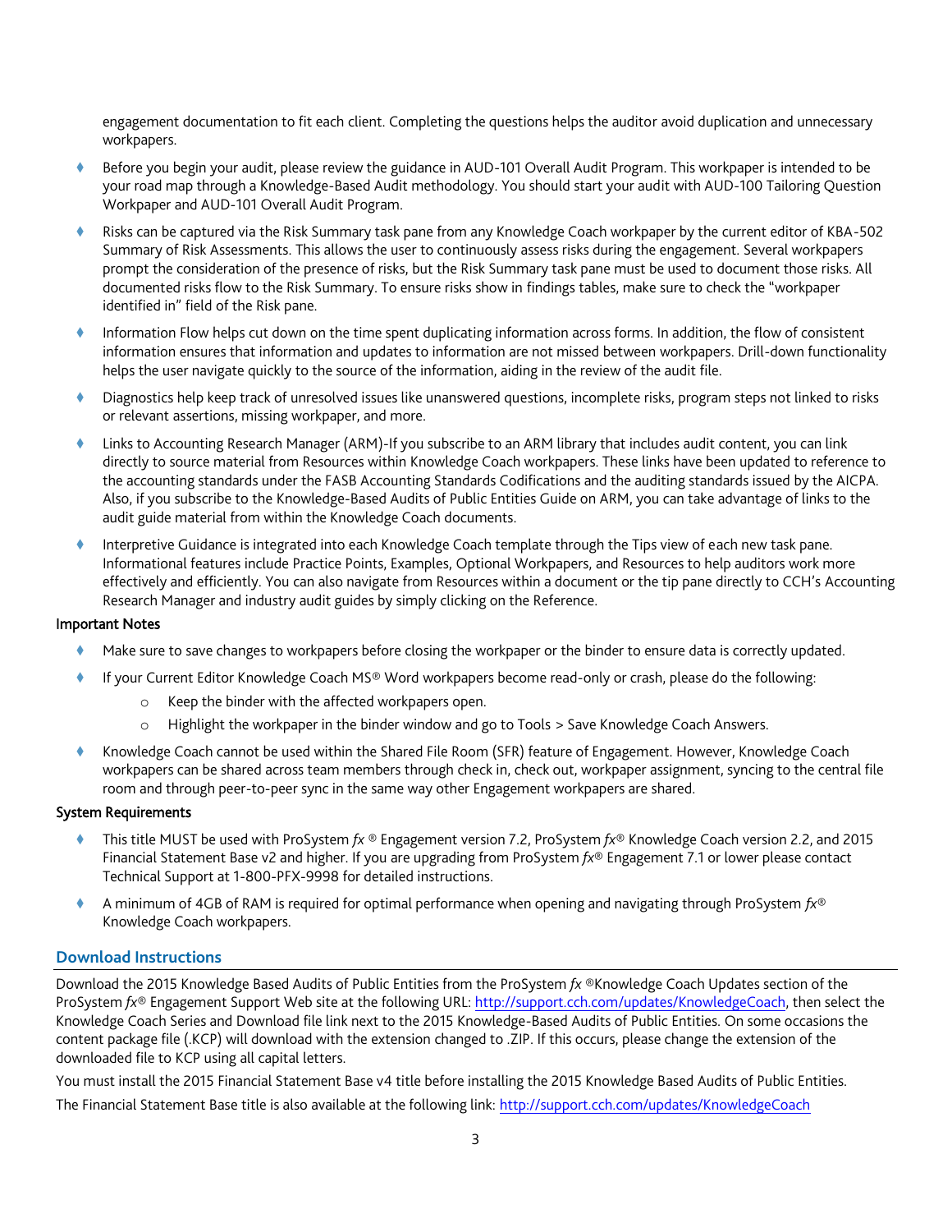engagement documentation to fit each client. Completing the questions helps the auditor avoid duplication and unnecessary workpapers.

- Before you begin your audit, please review the guidance in AUD-101 Overall Audit Program. This workpaper is intended to be your road map through a Knowledge-Based Audit methodology. You should start your audit with AUD-100 Tailoring Question Workpaper and AUD-101 Overall Audit Program.
- Risks can be captured via the Risk Summary task pane from any Knowledge Coach workpaper by the current editor of KBA-502 Summary of Risk Assessments. This allows the user to continuously assess risks during the engagement. Several workpapers prompt the consideration of the presence of risks, but the Risk Summary task pane must be used to document those risks. All documented risks flow to the Risk Summary. To ensure risks show in findings tables, make sure to check the "workpaper identified in" field of the Risk pane.
- Information Flow helps cut down on the time spent duplicating information across forms. In addition, the flow of consistent information ensures that information and updates to information are not missed between workpapers. Drill-down functionality helps the user navigate quickly to the source of the information, aiding in the review of the audit file.
- Diagnostics help keep track of unresolved issues like unanswered questions, incomplete risks, program steps not linked to risks or relevant assertions, missing workpaper, and more.
- Links to Accounting Research Manager (ARM)-If you subscribe to an ARM library that includes audit content, you can link directly to source material from Resources within Knowledge Coach workpapers. These links have been updated to reference to the accounting standards under the FASB Accounting Standards Codifications and the auditing standards issued by the AICPA. Also, if you subscribe to the Knowledge-Based Audits of Public Entities Guide on ARM, you can take advantage of links to the audit guide material from within the Knowledge Coach documents.
- Interpretive Guidance is integrated into each Knowledge Coach template through the Tips view of each new task pane. Informational features include Practice Points, Examples, Optional Workpapers, and Resources to help auditors work more effectively and efficiently. You can also navigate from Resources within a document or the tip pane directly to CCH's Accounting Research Manager and industry audit guides by simply clicking on the Reference.

**Important Notes**

- Make sure to save changes to workpapers before closing the workpaper or the binder to ensure data is correctly updated.
- If your Current Editor Knowledge Coach MS® Word workpapers become read-only or crash, please do the following:
  - Keep the binder with the affected workpapers open.
  - Highlight the workpaper in the binder window and go to Tools > Save Knowledge Coach Answers.
- Knowledge Coach cannot be used within the Shared File Room (SFR) feature of Engagement. However, Knowledge Coach workpapers can be shared across team members through check in, check out, workpaper assignment, syncing to the central file room and through peer-to-peer sync in the same way other Engagement workpapers are shared.

**System Requirements**

- This title MUST be used with ProSystem *fx* ® Engagement version 7.2, ProSystem *fx*® Knowledge Coach version 2.2, and 2015 Financial Statement Base v2 and higher. If you are upgrading from ProSystem *fx*® Engagement 7.1 or lower please contact Technical Support at 1-800-PFX-9998 for detailed instructions.
- A minimum of 4GB of RAM is required for optimal performance when opening and navigating through ProSystem *fx*® Knowledge Coach workpapers.

## Download Instructions

Download the 2015 Knowledge Based Audits of Public Entities from the ProSystem *fx* ®Knowledge Coach Updates section of the ProSystem *fx*® Engagement Support Web site at the following URL: http://support.cch.com/updates/KnowledgeCoach, then select the Knowledge Coach Series and Download file link next to the 2015 Knowledge-Based Audits of Public Entities. On some occasions the content package file (.KCP) will download with the extension changed to .ZIP. If this occurs, please change the extension of the downloaded file to KCP using all capital letters.

You must install the 2015 Financial Statement Base v4 title before installing the 2015 Knowledge Based Audits of Public Entities.

The Financial Statement Base title is also available at the following link: http://support.cch.com/updates/KnowledgeCoach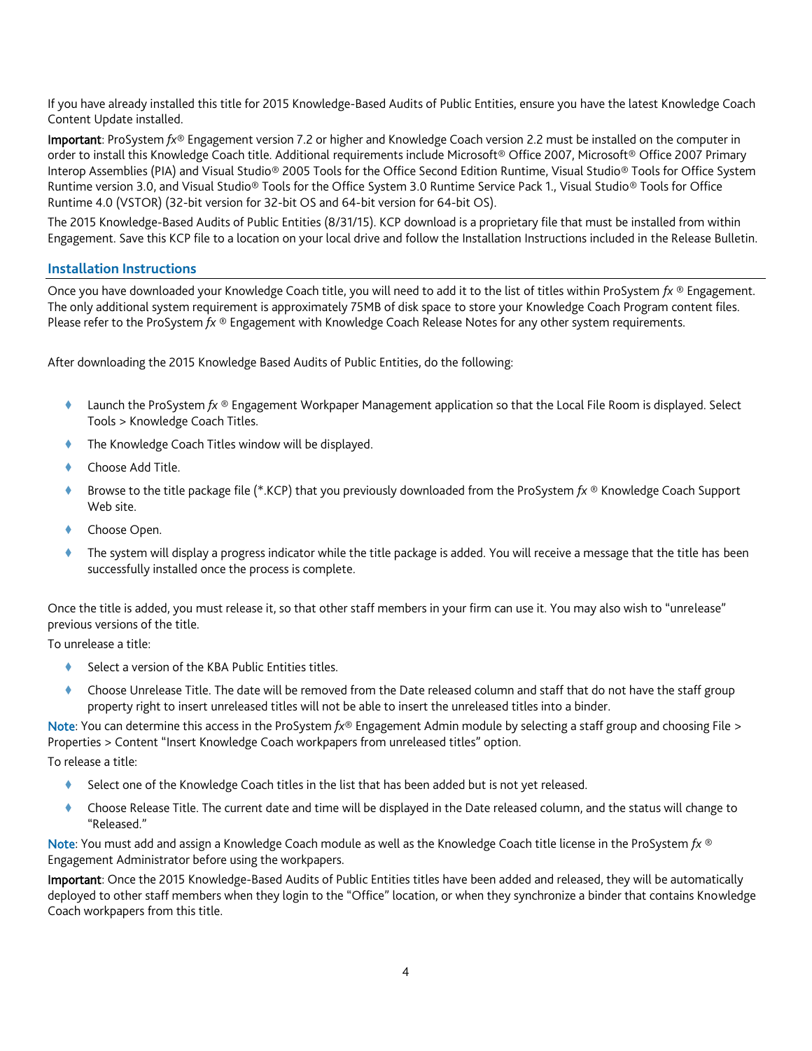If you have already installed this title for 2015 Knowledge-Based Audits of Public Entities, ensure you have the latest Knowledge Coach Content Update installed.

**Important**: ProSystem *fx*® Engagement version 7.2 or higher and Knowledge Coach version 2.2 must be installed on the computer in order to install this Knowledge Coach title. Additional requirements include Microsoft® Office 2007, Microsoft® Office 2007 Primary Interop Assemblies (PIA) and Visual Studio® 2005 Tools for the Office Second Edition Runtime, Visual Studio® Tools for Office System Runtime version 3.0, and Visual Studio® Tools for the Office System 3.0 Runtime Service Pack 1., Visual Studio® Tools for Office Runtime 4.0 (VSTOR) (32-bit version for 32-bit OS and 64-bit version for 64-bit OS).

The 2015 Knowledge-Based Audits of Public Entities (8/31/15). KCP download is a proprietary file that must be installed from within Engagement. Save this KCP file to a location on your local drive and follow the Installation Instructions included in the Release Bulletin.

## Installation Instructions

Once you have downloaded your Knowledge Coach title, you will need to add it to the list of titles within ProSystem *fx* ® Engagement. The only additional system requirement is approximately 75MB of disk space to store your Knowledge Coach Program content files. Please refer to the ProSystem *fx* ® Engagement with Knowledge Coach Release Notes for any other system requirements.

After downloading the 2015 Knowledge Based Audits of Public Entities, do the following:

- Launch the ProSystem *fx* ® Engagement Workpaper Management application so that the Local File Room is displayed. Select Tools > Knowledge Coach Titles.
- The Knowledge Coach Titles window will be displayed.
- Choose Add Title.
- Browse to the title package file (*.KCP) that you previously downloaded from the ProSystem *fx* ® Knowledge Coach Support Web site.
- Choose Open.
- The system will display a progress indicator while the title package is added. You will receive a message that the title has been successfully installed once the process is complete.

Once the title is added, you must release it, so that other staff members in your firm can use it. You may also wish to "unrelease" previous versions of the title.

To unrelease a title:

- Select a version of the KBA Public Entities titles.
- Choose Unrelease Title. The date will be removed from the Date released column and staff that do not have the staff group property right to insert unreleased titles will not be able to insert the unreleased titles into a binder.

**Note**: You can determine this access in the ProSystem *fx*® Engagement Admin module by selecting a staff group and choosing File > Properties > Content "Insert Knowledge Coach workpapers from unreleased titles" option.

To release a title:

- Select one of the Knowledge Coach titles in the list that has been added but is not yet released.
- Choose Release Title. The current date and time will be displayed in the Date released column, and the status will change to "Released."

**Note**: You must add and assign a Knowledge Coach module as well as the Knowledge Coach title license in the ProSystem *fx* ® Engagement Administrator before using the workpapers.

**Important**: Once the 2015 Knowledge-Based Audits of Public Entities titles have been added and released, they will be automatically deployed to other staff members when they login to the "Office" location, or when they synchronize a binder that contains Knowledge Coach workpapers from this title.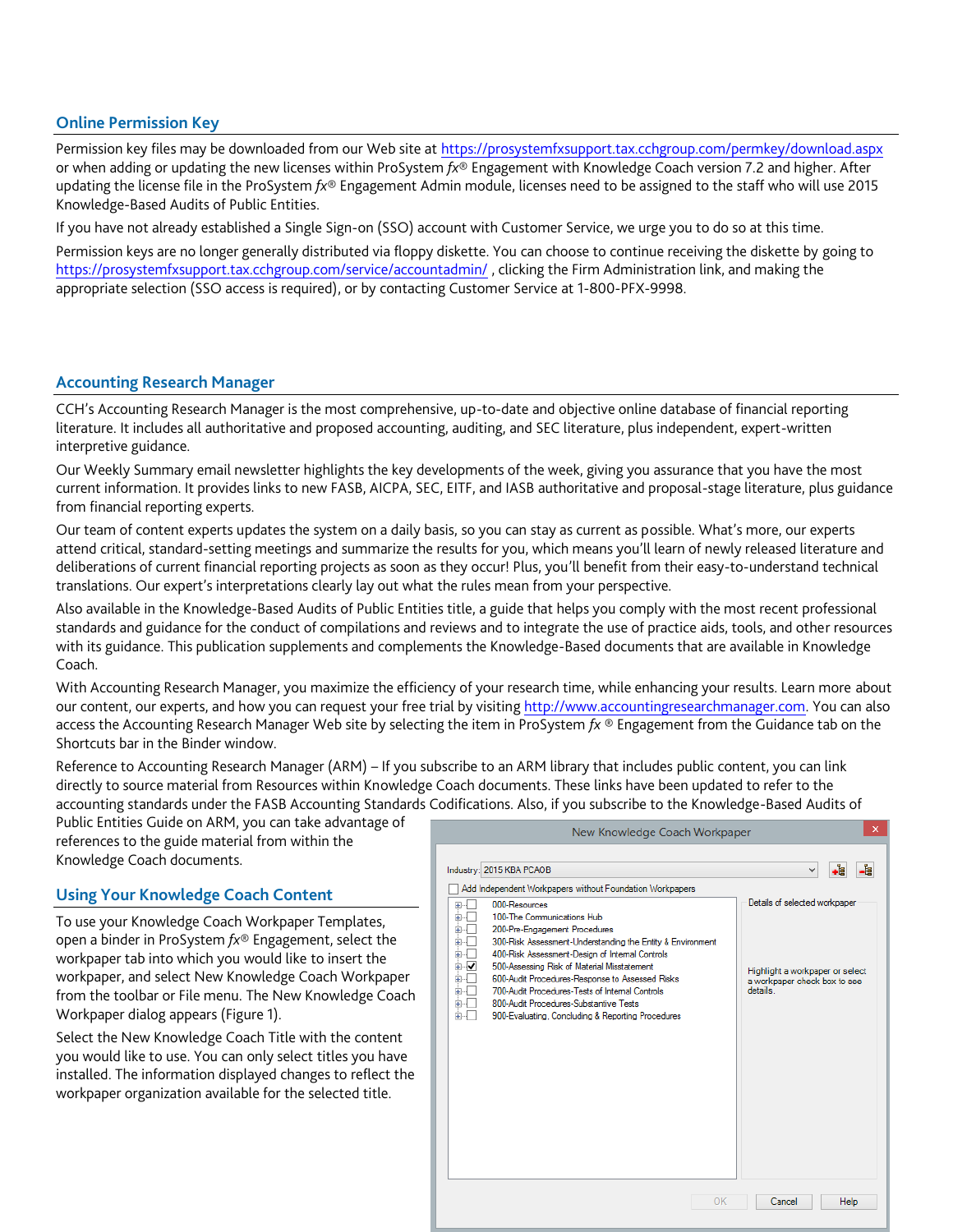## Online Permission Key

Permission key files may be downloaded from our Web site at https://prosystemfxsupport.tax.cchgroup.com/permkey/download.aspx or when adding or updating the new licenses within ProSystem *fx*® Engagement with Knowledge Coach version 7.2 and higher. After updating the license file in the ProSystem *fx*® Engagement Admin module, licenses need to be assigned to the staff who will use 2015 Knowledge-Based Audits of Public Entities.

If you have not already established a Single Sign-on (SSO) account with Customer Service, we urge you to do so at this time.

Permission keys are no longer generally distributed via floppy diskette. You can choose to continue receiving the diskette by going to https://prosystemfxsupport.tax.cchgroup.com/service/accountadmin/ , clicking the Firm Administration link, and making the appropriate selection (SSO access is required), or by contacting Customer Service at 1-800-PFX-9998.

## Accounting Research Manager

CCH's Accounting Research Manager is the most comprehensive, up-to-date and objective online database of financial reporting literature. It includes all authoritative and proposed accounting, auditing, and SEC literature, plus independent, expert-written interpretive guidance.

Our Weekly Summary email newsletter highlights the key developments of the week, giving you assurance that you have the most current information. It provides links to new FASB, AICPA, SEC, EITF, and IASB authoritative and proposal-stage literature, plus guidance from financial reporting experts.

Our team of content experts updates the system on a daily basis, so you can stay as current as possible. What's more, our experts attend critical, standard-setting meetings and summarize the results for you, which means you'll learn of newly released literature and deliberations of current financial reporting projects as soon as they occur! Plus, you'll benefit from their easy-to-understand technical translations. Our expert's interpretations clearly lay out what the rules mean from your perspective.

Also available in the Knowledge-Based Audits of Public Entities title, a guide that helps you comply with the most recent professional standards and guidance for the conduct of compilations and reviews and to integrate the use of practice aids, tools, and other resources with its guidance. This publication supplements and complements the Knowledge-Based documents that are available in Knowledge Coach.

With Accounting Research Manager, you maximize the efficiency of your research time, while enhancing your results. Learn more about our content, our experts, and how you can request your free trial by visiting http://www.accountingresearchmanager.com. You can also access the Accounting Research Manager Web site by selecting the item in ProSystem *fx* ® Engagement from the Guidance tab on the Shortcuts bar in the Binder window.

Reference to Accounting Research Manager (ARM) – If you subscribe to an ARM library that includes public content, you can link directly to source material from Resources within Knowledge Coach documents. These links have been updated to refer to the accounting standards under the FASB Accounting Standards Codifications. Also, if you subscribe to the Knowledge-Based Audits of Public Entities Guide on ARM, you can take advantage of references to the guide material from within the Knowledge Coach documents.

## Using Your Knowledge Coach Content

To use your Knowledge Coach Workpaper Templates, open a binder in ProSystem *fx*® Engagement, select the workpaper tab into which you would like to insert the workpaper, and select New Knowledge Coach Workpaper from the toolbar or File menu. The New Knowledge Coach Workpaper dialog appears (Figure 1).

Select the New Knowledge Coach Title with the content you would like to use. You can only select titles you have installed. The information displayed changes to reflect the workpaper organization available for the selected title.

New Knowledge Coach Workpaper

Industry: 2015 KBA PCAOB

Add Independent Workpapers without Foundation Workpapers

- 000-Resources
- 100-The Communications Hub
- 200-Pre-Engagement Procedures
- 300-Risk Assessment-Understanding the Entity & Environment
- 400-Risk Assessment-Design of Internal Controls
- 500-Assessing Risk of Material Misstatement
- 600-Audit Procedures-Response to Assessed Risks
- 700-Audit Procedures-Tests of Internal Controls
- 800-Audit Procedures-Substantive Tests
- 900-Evaluating, Concluding & Reporting Procedures

Details of selected workpaper

Highlight a workpaper or select a workpaper check box to see details.

OK Cancel Help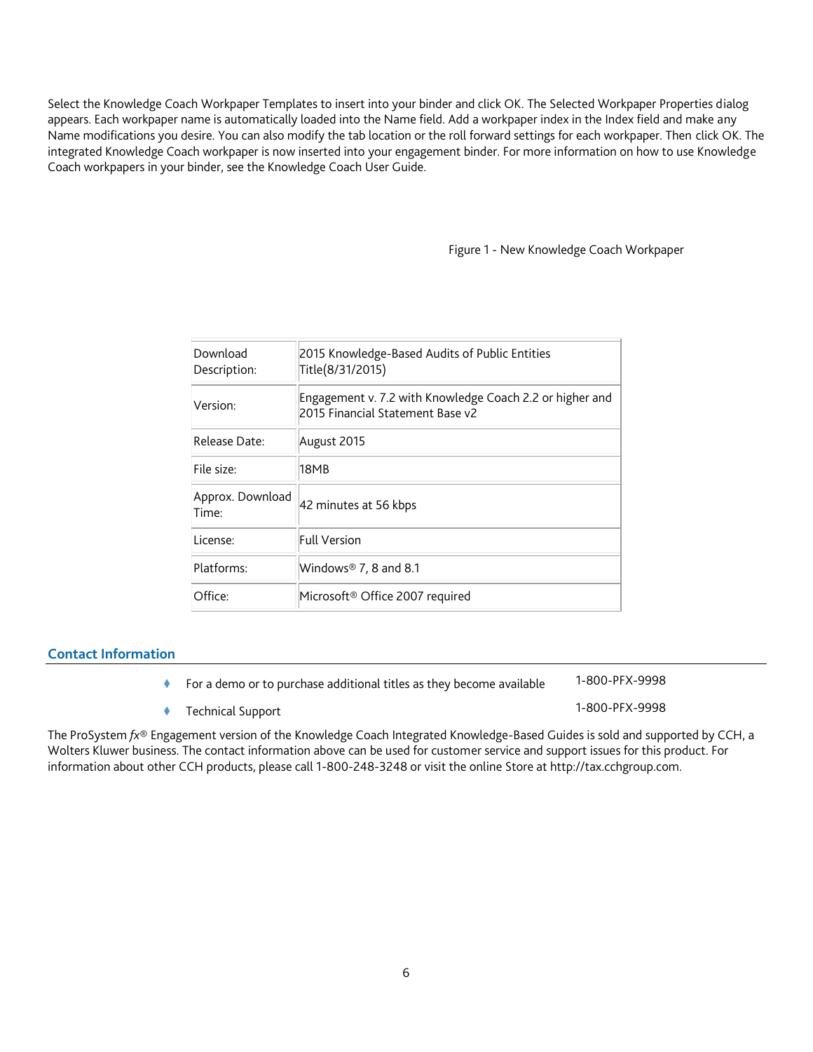Select the Knowledge Coach Workpaper Templates to insert into your binder and click OK. The Selected Workpaper Properties dialog appears. Each workpaper name is automatically loaded into the Name field. Add a workpaper index in the Index field and make any Name modifications you desire. You can also modify the tab location or the roll forward settings for each workpaper. Then click OK. The integrated Knowledge Coach workpaper is now inserted into your engagement binder. For more information on how to use Knowledge Coach workpapers in your binder, see the Knowledge Coach User Guide.

Figure 1 - New Knowledge Coach Workpaper

| | |
|---|---|
| Download Description: | 2015 Knowledge-Based Audits of Public Entities Title(8/31/2015) |
| Version: | Engagement v. 7.2 with Knowledge Coach 2.2 or higher and 2015 Financial Statement Base v2 |
| Release Date: | August 2015 |
| File size: | 18MB |
| Approx. Download Time: | 42 minutes at 56 kbps |
| License: | Full Version |
| Platforms: | Windows® 7, 8 and 8.1 |
| Office: | Microsoft® Office 2007 required |

## Contact Information

- For a demo or to purchase additional titles as they become available 1-800-PFX-9998
- Technical Support 1-800-PFX-9998

The ProSystem *fx*® Engagement version of the Knowledge Coach Integrated Knowledge-Based Guides is sold and supported by CCH, a Wolters Kluwer business. The contact information above can be used for customer service and support issues for this product. For information about other CCH products, please call 1-800-248-3248 or visit the online Store at http://tax.cchgroup.com.